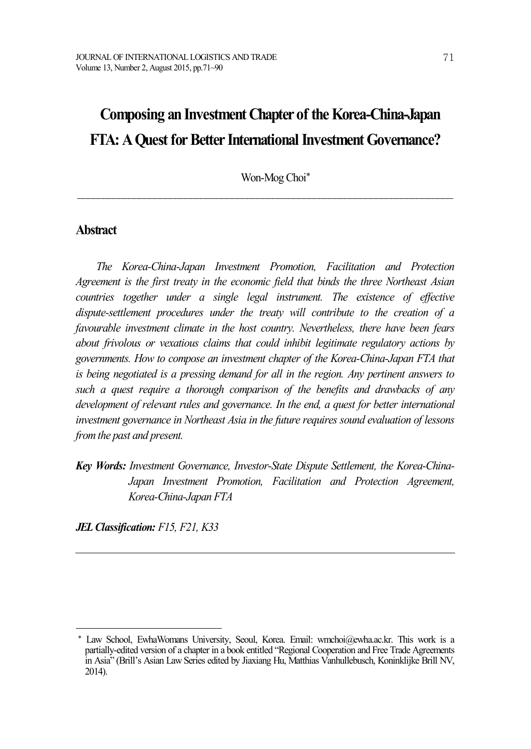# Composing an Investment Chapter of the Korea-China-Japan FTA: A Quest for Better International Investment Governance?

Won-Mog Choi*

## Abstract

*The Korea-China-Japan Investment Promotion, Facilitation and Protection Agreement is the first treaty in the economic field that binds the three Northeast Asian countries together under a single legal instrument. The existence of effective dispute-settlement procedures under the treaty will contribute to the creation of a favourable investment climate in the host country. Nevertheless, there have been fears about frivolous or vexatious claims that could inhibit legitimate regulatory actions by governments. How to compose an investment chapter of the Korea-China-Japan FTA that is being negotiated is a pressing demand for all in the region. Any pertinent answers to such a quest require a thorough comparison of the benefits and drawbacks of any development of relevant rules and governance. In the end, a quest for better international investment governance in Northeast Asia in the future requires sound evaluation of lessons from the past and present.*

***Key Words:*** *Investment Governance, Investor-State Dispute Settlement, the Korea-China-Japan Investment Promotion, Facilitation and Protection Agreement, Korea-China-Japan FTA*

***JEL Classification:*** *F15, F21, K33*

---

\* Law School, EwhaWomans University, Seoul, Korea. Email: wmchoi@ewha.ac.kr. This work is a partially-edited version of a chapter in a book entitled "Regional Cooperation and Free Trade Agreements in Asia" (Brill's Asian Law Series edited by Jiaxiang Hu, Matthias Vanhullebusch, Koninklijke Brill NV, 2014).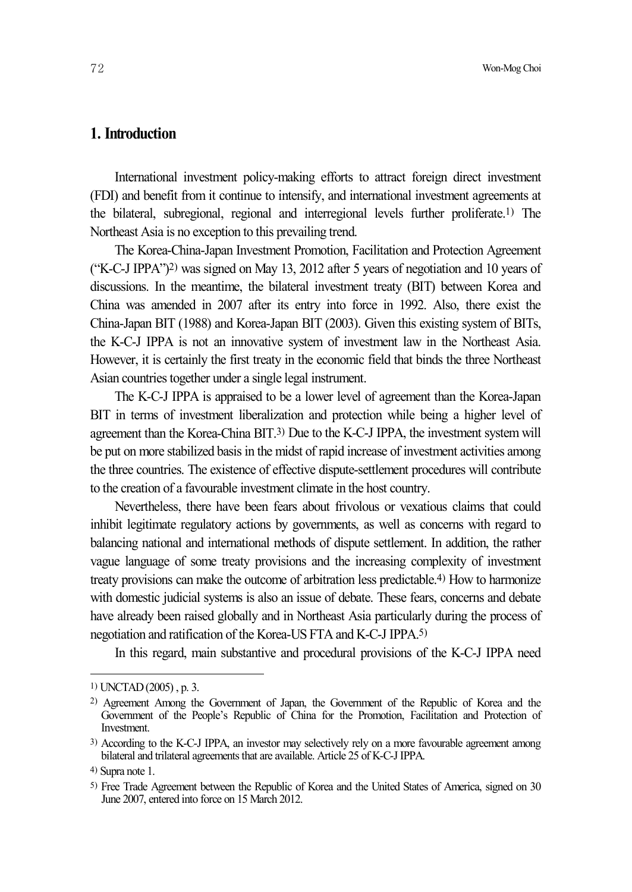## 1. Introduction

International investment policy-making efforts to attract foreign direct investment (FDI) and benefit from it continue to intensify, and international investment agreements at the bilateral, subregional, regional and interregional levels further proliferate.[1] The Northeast Asia is no exception to this prevailing trend.

The Korea-China-Japan Investment Promotion, Facilitation and Protection Agreement ("K-C-J IPPA")[2] was signed on May 13, 2012 after 5 years of negotiation and 10 years of discussions. In the meantime, the bilateral investment treaty (BIT) between Korea and China was amended in 2007 after its entry into force in 1992. Also, there exist the China-Japan BIT (1988) and Korea-Japan BIT (2003). Given this existing system of BITs, the K-C-J IPPA is not an innovative system of investment law in the Northeast Asia. However, it is certainly the first treaty in the economic field that binds the three Northeast Asian countries together under a single legal instrument.

The K-C-J IPPA is appraised to be a lower level of agreement than the Korea-Japan BIT in terms of investment liberalization and protection while being a higher level of agreement than the Korea-China BIT.[3] Due to the K-C-J IPPA, the investment system will be put on more stabilized basis in the midst of rapid increase of investment activities among the three countries. The existence of effective dispute-settlement procedures will contribute to the creation of a favourable investment climate in the host country.

Nevertheless, there have been fears about frivolous or vexatious claims that could inhibit legitimate regulatory actions by governments, as well as concerns with regard to balancing national and international methods of dispute settlement. In addition, the rather vague language of some treaty provisions and the increasing complexity of investment treaty provisions can make the outcome of arbitration less predictable.[4] How to harmonize with domestic judicial systems is also an issue of debate. These fears, concerns and debate have already been raised globally and in Northeast Asia particularly during the process of negotiation and ratification of the Korea-US FTA and K-C-J IPPA.[5]

In this regard, main substantive and procedural provisions of the K-C-J IPPA need

---

1) UNCTAD (2005) , p. 3.

2) Agreement Among the Government of Japan, the Government of the Republic of Korea and the Government of the People's Republic of China for the Promotion, Facilitation and Protection of Investment.

3) According to the K-C-J IPPA, an investor may selectively rely on a more favourable agreement among bilateral and trilateral agreements that are available. Article 25 of K-C-J IPPA.

4) Supra note 1.

5) Free Trade Agreement between the Republic of Korea and the United States of America, signed on 30 June 2007, entered into force on 15 March 2012.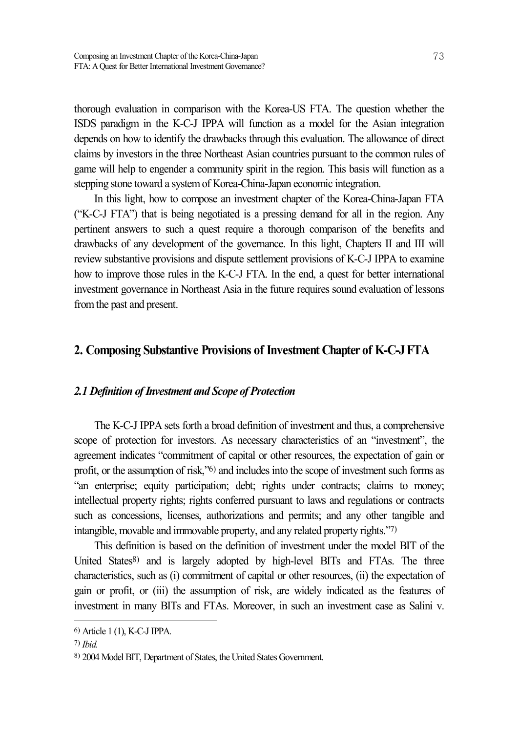thorough evaluation in comparison with the Korea-US FTA. The question whether the ISDS paradigm in the K-C-J IPPA will function as a model for the Asian integration depends on how to identify the drawbacks through this evaluation. The allowance of direct claims by investors in the three Northeast Asian countries pursuant to the common rules of game will help to engender a community spirit in the region. This basis will function as a stepping stone toward a system of Korea-China-Japan economic integration.

In this light, how to compose an investment chapter of the Korea-China-Japan FTA ("K-C-J FTA") that is being negotiated is a pressing demand for all in the region. Any pertinent answers to such a quest require a thorough comparison of the benefits and drawbacks of any development of the governance. In this light, Chapters II and III will review substantive provisions and dispute settlement provisions of K-C-J IPPA to examine how to improve those rules in the K-C-J FTA. In the end, a quest for better international investment governance in Northeast Asia in the future requires sound evaluation of lessons from the past and present.

## 2. Composing Substantive Provisions of Investment Chapter of K-C-J FTA

### *2.1 Definition of Investment and Scope of Protection*

The K-C-J IPPA sets forth a broad definition of investment and thus, a comprehensive scope of protection for investors. As necessary characteristics of an "investment", the agreement indicates "commitment of capital or other resources, the expectation of gain or profit, or the assumption of risk,"[6] and includes into the scope of investment such forms as "an enterprise; equity participation; debt; rights under contracts; claims to money; intellectual property rights; rights conferred pursuant to laws and regulations or contracts such as concessions, licenses, authorizations and permits; and any other tangible and intangible, movable and immovable property, and any related property rights."[7]

This definition is based on the definition of investment under the model BIT of the United States[8] and is largely adopted by high-level BITs and FTAs. The three characteristics, such as (i) commitment of capital or other resources, (ii) the expectation of gain or profit, or (iii) the assumption of risk, are widely indicated as the features of investment in many BITs and FTAs. Moreover, in such an investment case as Salini v.

---

[6] Article 1 (1), K-C-J IPPA.

[7] *Ibid.*

[8] 2004 Model BIT, Department of States, the United States Government.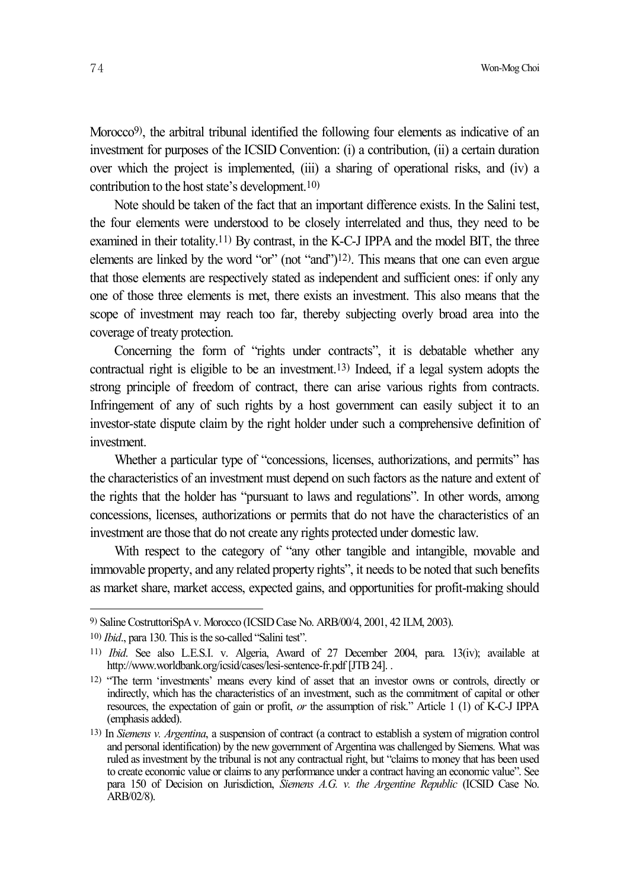Morocco[9]), the arbitral tribunal identified the following four elements as indicative of an investment for purposes of the ICSID Convention: (i) a contribution, (ii) a certain duration over which the project is implemented, (iii) a sharing of operational risks, and (iv) a contribution to the host state's development.[10])

Note should be taken of the fact that an important difference exists. In the Salini test, the four elements were understood to be closely interrelated and thus, they need to be examined in their totality.[11]) By contrast, in the K-C-J IPPA and the model BIT, the three elements are linked by the word "or" (not "and")[12]). This means that one can even argue that those elements are respectively stated as independent and sufficient ones: if only any one of those three elements is met, there exists an investment. This also means that the scope of investment may reach too far, thereby subjecting overly broad area into the coverage of treaty protection.

Concerning the form of "rights under contracts", it is debatable whether any contractual right is eligible to be an investment.[13]) Indeed, if a legal system adopts the strong principle of freedom of contract, there can arise various rights from contracts. Infringement of any of such rights by a host government can easily subject it to an investor-state dispute claim by the right holder under such a comprehensive definition of investment.

Whether a particular type of "concessions, licenses, authorizations, and permits" has the characteristics of an investment must depend on such factors as the nature and extent of the rights that the holder has "pursuant to laws and regulations". In other words, among concessions, licenses, authorizations or permits that do not have the characteristics of an investment are those that do not create any rights protected under domestic law.

With respect to the category of "any other tangible and intangible, movable and immovable property, and any related property rights", it needs to be noted that such benefits as market share, market access, expected gains, and opportunities for profit-making should

---

9) Saline CostruttoriSpA v. Morocco (ICSID Case No. ARB/00/4, 2001, 42 ILM, 2003).

10) *Ibid*., para 130. This is the so-called "Salini test".

11) *Ibid*. See also L.E.S.I. v. Algeria, Award of 27 December 2004, para. 13(iv); available at http://www.worldbank.org/icsid/cases/lesi-sentence-fr.pdf [JTB 24]. .

12) "The term 'investments' means every kind of asset that an investor owns or controls, directly or indirectly, which has the characteristics of an investment, such as the commitment of capital or other resources, the expectation of gain or profit, *or* the assumption of risk." Article 1 (1) of K-C-J IPPA (emphasis added).

13) In *Siemens v. Argentina*, a suspension of contract (a contract to establish a system of migration control and personal identification) by the new government of Argentina was challenged by Siemens. What was ruled as investment by the tribunal is not any contractual right, but "claims to money that has been used to create economic value or claims to any performance under a contract having an economic value". See para 150 of Decision on Jurisdiction, *Siemens A.G. v. the Argentine Republic* (ICSID Case No. ARB/02/8).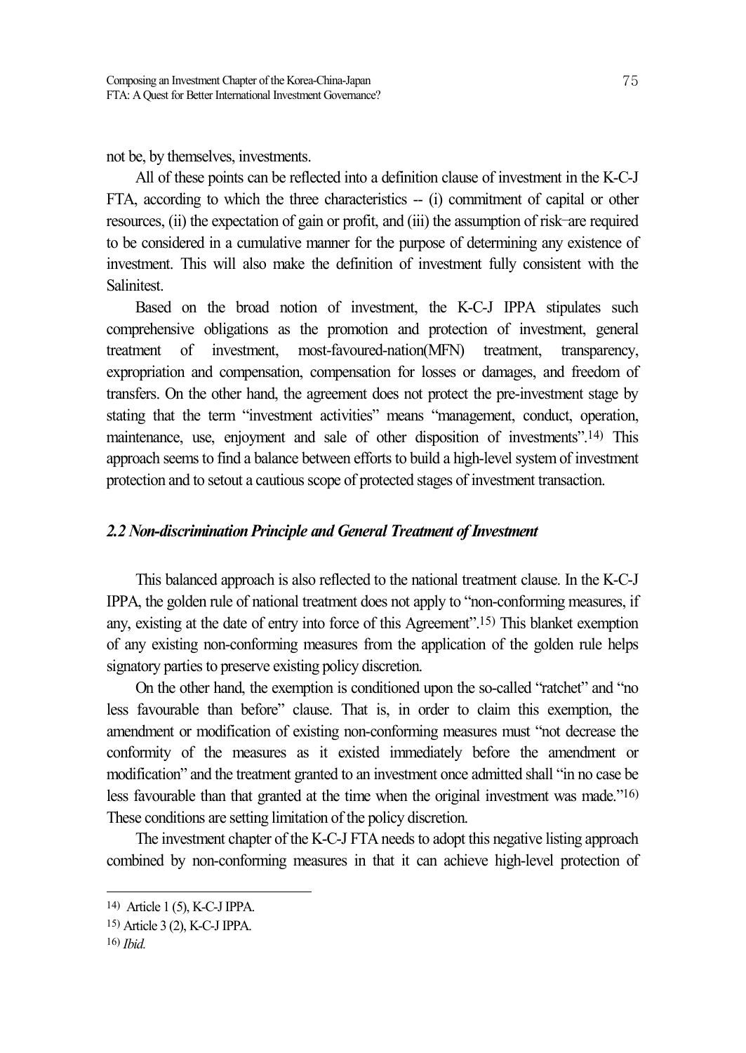not be, by themselves, investments.

All of these points can be reflected into a definition clause of investment in the K-C-J FTA, according to which the three characteristics -- (i) commitment of capital or other resources, (ii) the expectation of gain or profit, and (iii) the assumption of risk–are required to be considered in a cumulative manner for the purpose of determining any existence of investment. This will also make the definition of investment fully consistent with the Salinitest.

Based on the broad notion of investment, the K-C-J IPPA stipulates such comprehensive obligations as the promotion and protection of investment, general treatment of investment, most-favoured-nation(MFN) treatment, transparency, expropriation and compensation, compensation for losses or damages, and freedom of transfers. On the other hand, the agreement does not protect the pre-investment stage by stating that the term "investment activities" means "management, conduct, operation, maintenance, use, enjoyment and sale of other disposition of investments".[14] This approach seems to find a balance between efforts to build a high-level system of investment protection and to setout a cautious scope of protected stages of investment transaction.

## *2.2 Non-discrimination Principle and General Treatment of Investment*

This balanced approach is also reflected to the national treatment clause. In the K-C-J IPPA, the golden rule of national treatment does not apply to "non-conforming measures, if any, existing at the date of entry into force of this Agreement".[15] This blanket exemption of any existing non-conforming measures from the application of the golden rule helps signatory parties to preserve existing policy discretion.

On the other hand, the exemption is conditioned upon the so-called "ratchet" and "no less favourable than before" clause. That is, in order to claim this exemption, the amendment or modification of existing non-conforming measures must "not decrease the conformity of the measures as it existed immediately before the amendment or modification" and the treatment granted to an investment once admitted shall "in no case be less favourable than that granted at the time when the original investment was made."[16] These conditions are setting limitation of the policy discretion.

The investment chapter of the K-C-J FTA needs to adopt this negative listing approach combined by non-conforming measures in that it can achieve high-level protection of

---

[14] Article 1 (5), K-C-J IPPA.

[15] Article 3 (2), K-C-J IPPA.

[16] *Ibid.*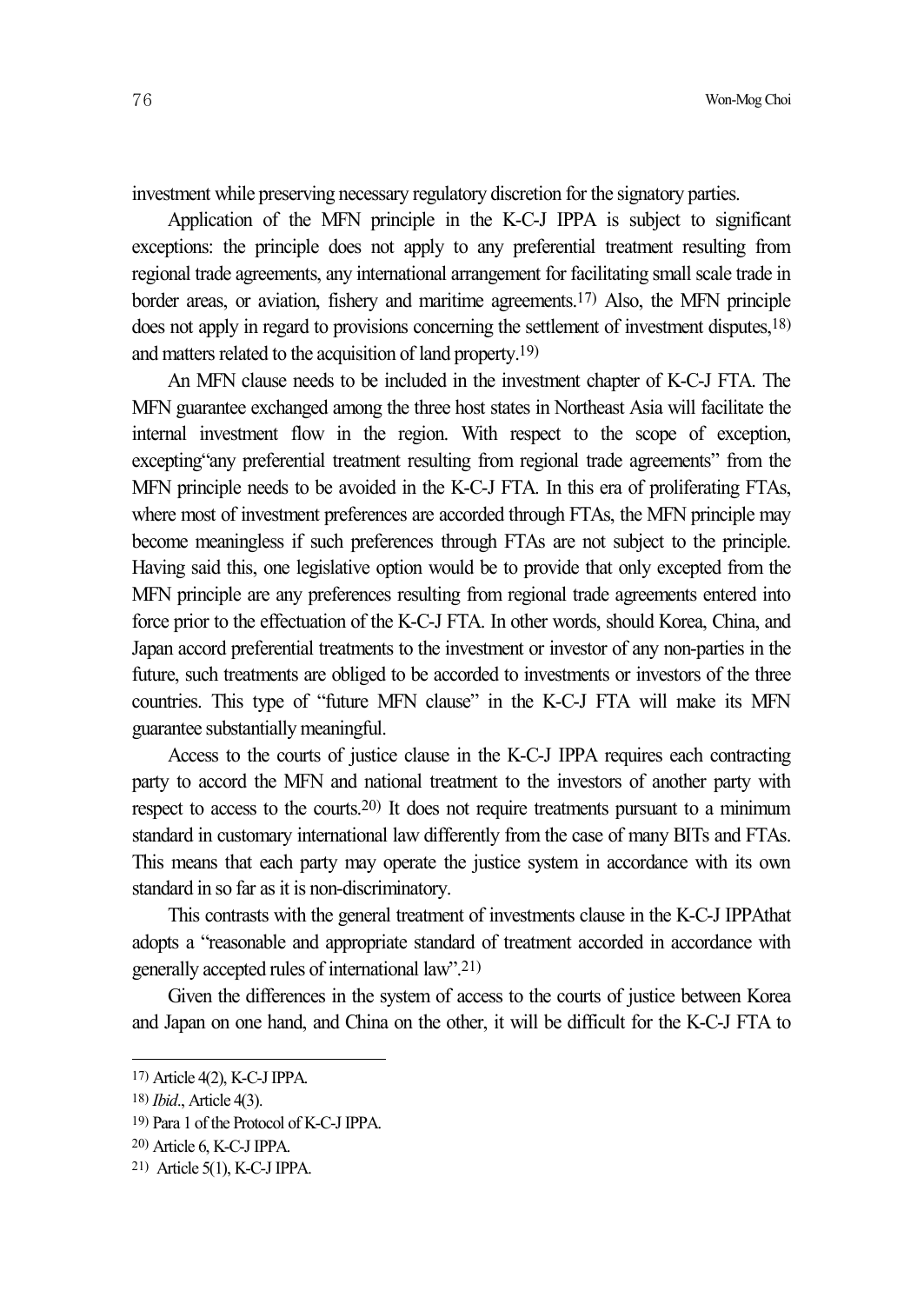investment while preserving necessary regulatory discretion for the signatory parties.

Application of the MFN principle in the K-C-J IPPA is subject to significant exceptions: the principle does not apply to any preferential treatment resulting from regional trade agreements, any international arrangement for facilitating small scale trade in border areas, or aviation, fishery and maritime agreements.[17] Also, the MFN principle does not apply in regard to provisions concerning the settlement of investment disputes,[18] and matters related to the acquisition of land property.[19]

An MFN clause needs to be included in the investment chapter of K-C-J FTA. The MFN guarantee exchanged among the three host states in Northeast Asia will facilitate the internal investment flow in the region. With respect to the scope of exception, excepting"any preferential treatment resulting from regional trade agreements" from the MFN principle needs to be avoided in the K-C-J FTA. In this era of proliferating FTAs, where most of investment preferences are accorded through FTAs, the MFN principle may become meaningless if such preferences through FTAs are not subject to the principle. Having said this, one legislative option would be to provide that only excepted from the MFN principle are any preferences resulting from regional trade agreements entered into force prior to the effectuation of the K-C-J FTA. In other words, should Korea, China, and Japan accord preferential treatments to the investment or investor of any non-parties in the future, such treatments are obliged to be accorded to investments or investors of the three countries. This type of "future MFN clause" in the K-C-J FTA will make its MFN guarantee substantially meaningful.

Access to the courts of justice clause in the K-C-J IPPA requires each contracting party to accord the MFN and national treatment to the investors of another party with respect to access to the courts.[20] It does not require treatments pursuant to a minimum standard in customary international law differently from the case of many BITs and FTAs. This means that each party may operate the justice system in accordance with its own standard in so far as it is non-discriminatory.

This contrasts with the general treatment of investments clause in the K-C-J IPPAthat adopts a "reasonable and appropriate standard of treatment accorded in accordance with generally accepted rules of international law".[21]

Given the differences in the system of access to the courts of justice between Korea and Japan on one hand, and China on the other, it will be difficult for the K-C-J FTA to

---

17) Article 4(2), K-C-J IPPA.

18) *Ibid*., Article 4(3).

19) Para 1 of the Protocol of K-C-J IPPA.

20) Article 6, K-C-J IPPA.

21) Article 5(1), K-C-J IPPA.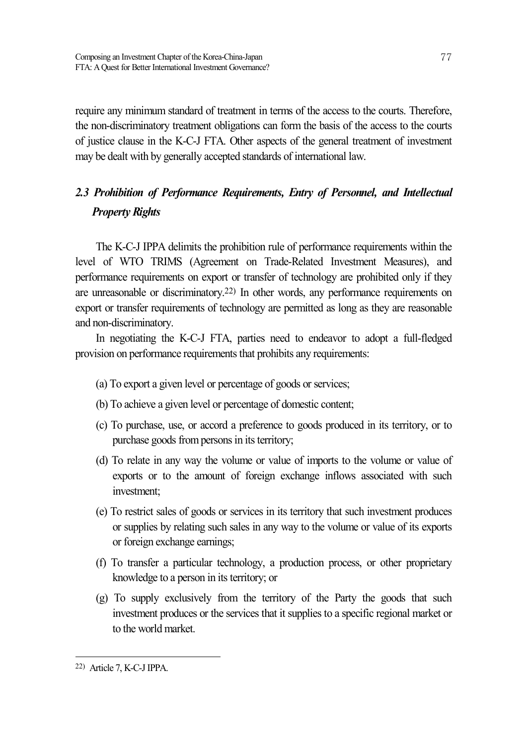require any minimum standard of treatment in terms of the access to the courts. Therefore, the non-discriminatory treatment obligations can form the basis of the access to the courts of justice clause in the K-C-J FTA. Other aspects of the general treatment of investment may be dealt with by generally accepted standards of international law.

## *2.3 Prohibition of Performance Requirements, Entry of Personnel, and Intellectual Property Rights*

The K-C-J IPPA delimits the prohibition rule of performance requirements within the level of WTO TRIMS (Agreement on Trade-Related Investment Measures), and performance requirements on export or transfer of technology are prohibited only if they are unreasonable or discriminatory.[22] In other words, any performance requirements on export or transfer requirements of technology are permitted as long as they are reasonable and non-discriminatory.

In negotiating the K-C-J FTA, parties need to endeavor to adopt a full-fledged provision on performance requirements that prohibits any requirements:

(a) To export a given level or percentage of goods or services;

(b) To achieve a given level or percentage of domestic content;

(c) To purchase, use, or accord a preference to goods produced in its territory, or to purchase goods from persons in its territory;

(d) To relate in any way the volume or value of imports to the volume or value of exports or to the amount of foreign exchange inflows associated with such investment;

(e) To restrict sales of goods or services in its territory that such investment produces or supplies by relating such sales in any way to the volume or value of its exports or foreign exchange earnings;

(f) To transfer a particular technology, a production process, or other proprietary knowledge to a person in its territory; or

(g) To supply exclusively from the territory of the Party the goods that such investment produces or the services that it supplies to a specific regional market or to the world market.

---

[22] Article 7, K-C-J IPPA.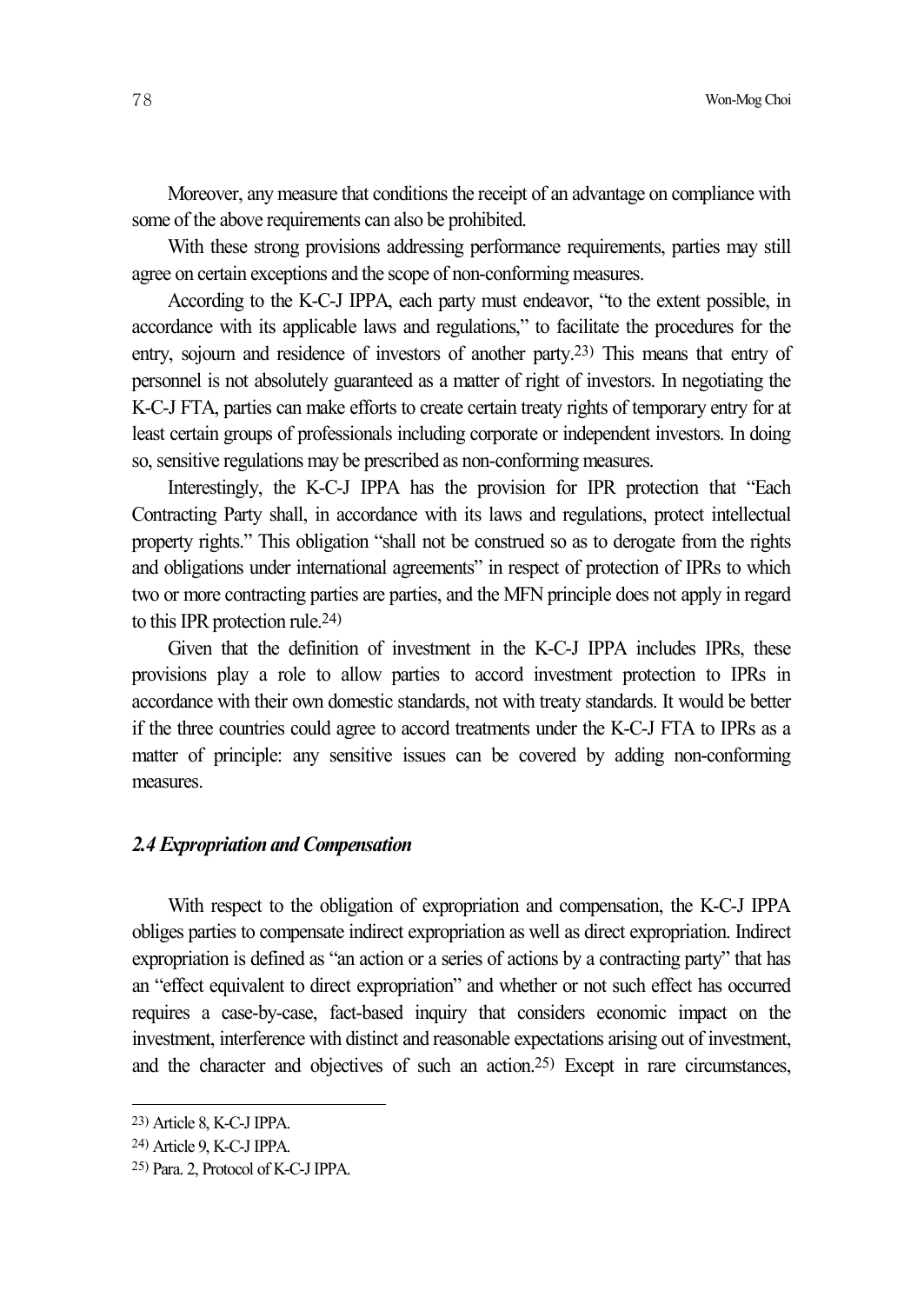Moreover, any measure that conditions the receipt of an advantage on compliance with some of the above requirements can also be prohibited.

With these strong provisions addressing performance requirements, parties may still agree on certain exceptions and the scope of non-conforming measures.

According to the K-C-J IPPA, each party must endeavor, "to the extent possible, in accordance with its applicable laws and regulations," to facilitate the procedures for the entry, sojourn and residence of investors of another party.[23] This means that entry of personnel is not absolutely guaranteed as a matter of right of investors. In negotiating the K-C-J FTA, parties can make efforts to create certain treaty rights of temporary entry for at least certain groups of professionals including corporate or independent investors. In doing so, sensitive regulations may be prescribed as non-conforming measures.

Interestingly, the K-C-J IPPA has the provision for IPR protection that "Each Contracting Party shall, in accordance with its laws and regulations, protect intellectual property rights." This obligation "shall not be construed so as to derogate from the rights and obligations under international agreements" in respect of protection of IPRs to which two or more contracting parties are parties, and the MFN principle does not apply in regard to this IPR protection rule.[24]

Given that the definition of investment in the K-C-J IPPA includes IPRs, these provisions play a role to allow parties to accord investment protection to IPRs in accordance with their own domestic standards, not with treaty standards. It would be better if the three countries could agree to accord treatments under the K-C-J FTA to IPRs as a matter of principle: any sensitive issues can be covered by adding non-conforming measures.

### *2.4 Expropriation and Compensation*

With respect to the obligation of expropriation and compensation, the K-C-J IPPA obliges parties to compensate indirect expropriation as well as direct expropriation. Indirect expropriation is defined as "an action or a series of actions by a contracting party" that has an "effect equivalent to direct expropriation" and whether or not such effect has occurred requires a case-by-case, fact-based inquiry that considers economic impact on the investment, interference with distinct and reasonable expectations arising out of investment, and the character and objectives of such an action.[25] Except in rare circumstances,

---

[23] Article 8, K-C-J IPPA.

[24] Article 9, K-C-J IPPA.

[25] Para. 2, Protocol of K-C-J IPPA.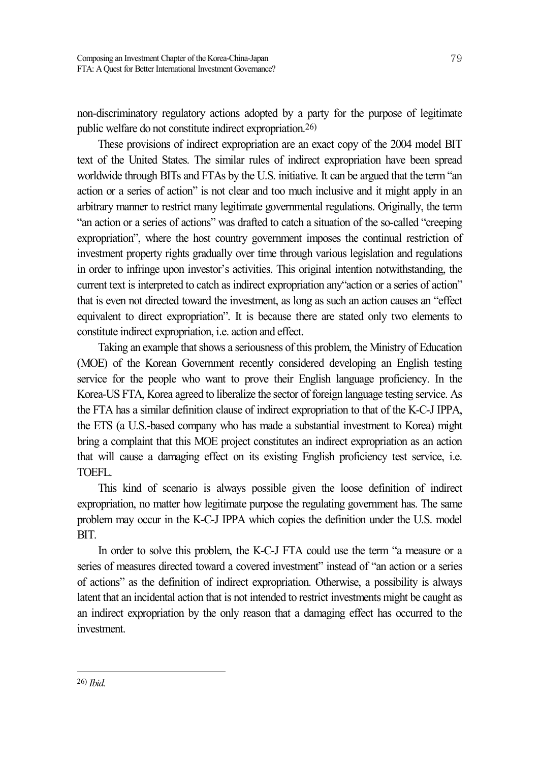non-discriminatory regulatory actions adopted by a party for the purpose of legitimate public welfare do not constitute indirect expropriation.[26)]

These provisions of indirect expropriation are an exact copy of the 2004 model BIT text of the United States. The similar rules of indirect expropriation have been spread worldwide through BITs and FTAs by the U.S. initiative. It can be argued that the term "an action or a series of action" is not clear and too much inclusive and it might apply in an arbitrary manner to restrict many legitimate governmental regulations. Originally, the term "an action or a series of actions" was drafted to catch a situation of the so-called "creeping expropriation", where the host country government imposes the continual restriction of investment property rights gradually over time through various legislation and regulations in order to infringe upon investor's activities. This original intention notwithstanding, the current text is interpreted to catch as indirect expropriation any"action or a series of action" that is even not directed toward the investment, as long as such an action causes an "effect equivalent to direct expropriation". It is because there are stated only two elements to constitute indirect expropriation, i.e. action and effect.

Taking an example that shows a seriousness of this problem, the Ministry of Education (MOE) of the Korean Government recently considered developing an English testing service for the people who want to prove their English language proficiency. In the Korea-US FTA, Korea agreed to liberalize the sector of foreign language testing service. As the FTA has a similar definition clause of indirect expropriation to that of the K-C-J IPPA, the ETS (a U.S.-based company who has made a substantial investment to Korea) might bring a complaint that this MOE project constitutes an indirect expropriation as an action that will cause a damaging effect on its existing English proficiency test service, i.e. TOEFL.

This kind of scenario is always possible given the loose definition of indirect expropriation, no matter how legitimate purpose the regulating government has. The same problem may occur in the K-C-J IPPA which copies the definition under the U.S. model BIT.

In order to solve this problem, the K-C-J FTA could use the term "a measure or a series of measures directed toward a covered investment" instead of "an action or a series of actions" as the definition of indirect expropriation. Otherwise, a possibility is always latent that an incidental action that is not intended to restrict investments might be caught as an indirect expropriation by the only reason that a damaging effect has occurred to the investment.

---

26) *Ibid.*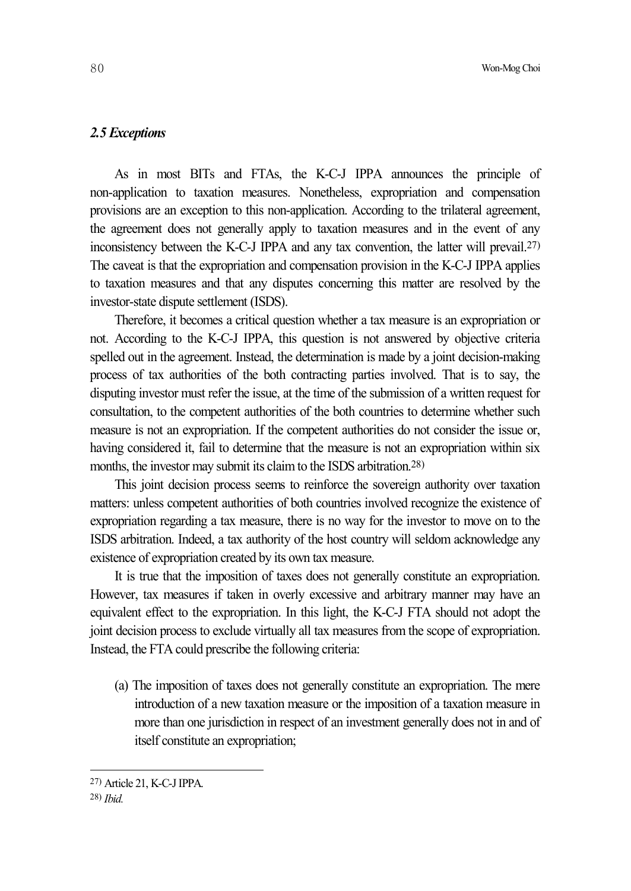### *2.5 Exceptions*

As in most BITs and FTAs, the K-C-J IPPA announces the principle of non-application to taxation measures. Nonetheless, expropriation and compensation provisions are an exception to this non-application. According to the trilateral agreement, the agreement does not generally apply to taxation measures and in the event of any inconsistency between the K-C-J IPPA and any tax convention, the latter will prevail.[27] The caveat is that the expropriation and compensation provision in the K-C-J IPPA applies to taxation measures and that any disputes concerning this matter are resolved by the investor-state dispute settlement (ISDS).

Therefore, it becomes a critical question whether a tax measure is an expropriation or not. According to the K-C-J IPPA, this question is not answered by objective criteria spelled out in the agreement. Instead, the determination is made by a joint decision-making process of tax authorities of the both contracting parties involved. That is to say, the disputing investor must refer the issue, at the time of the submission of a written request for consultation, to the competent authorities of the both countries to determine whether such measure is not an expropriation. If the competent authorities do not consider the issue or, having considered it, fail to determine that the measure is not an expropriation within six months, the investor may submit its claim to the ISDS arbitration.[28]

This joint decision process seems to reinforce the sovereign authority over taxation matters: unless competent authorities of both countries involved recognize the existence of expropriation regarding a tax measure, there is no way for the investor to move on to the ISDS arbitration. Indeed, a tax authority of the host country will seldom acknowledge any existence of expropriation created by its own tax measure.

It is true that the imposition of taxes does not generally constitute an expropriation. However, tax measures if taken in overly excessive and arbitrary manner may have an equivalent effect to the expropriation. In this light, the K-C-J FTA should not adopt the joint decision process to exclude virtually all tax measures from the scope of expropriation. Instead, the FTA could prescribe the following criteria:

(a) The imposition of taxes does not generally constitute an expropriation. The mere introduction of a new taxation measure or the imposition of a taxation measure in more than one jurisdiction in respect of an investment generally does not in and of itself constitute an expropriation;

---

[27] Article 21, K-C-J IPPA.

[28] *Ibid.*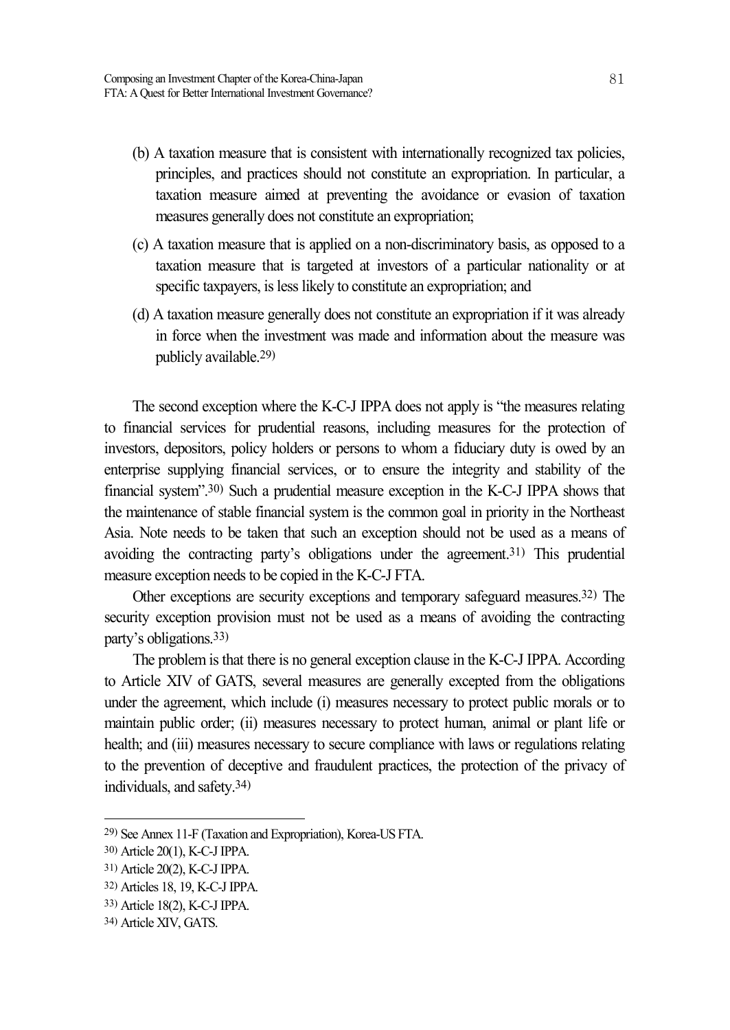(b) A taxation measure that is consistent with internationally recognized tax policies, principles, and practices should not constitute an expropriation. In particular, a taxation measure aimed at preventing the avoidance or evasion of taxation measures generally does not constitute an expropriation;

(c) A taxation measure that is applied on a non-discriminatory basis, as opposed to a taxation measure that is targeted at investors of a particular nationality or at specific taxpayers, is less likely to constitute an expropriation; and

(d) A taxation measure generally does not constitute an expropriation if it was already in force when the investment was made and information about the measure was publicly available.[29)]

The second exception where the K-C-J IPPA does not apply is "the measures relating to financial services for prudential reasons, including measures for the protection of investors, depositors, policy holders or persons to whom a fiduciary duty is owed by an enterprise supplying financial services, or to ensure the integrity and stability of the financial system".[30)] Such a prudential measure exception in the K-C-J IPPA shows that the maintenance of stable financial system is the common goal in priority in the Northeast Asia. Note needs to be taken that such an exception should not be used as a means of avoiding the contracting party's obligations under the agreement.[31)] This prudential measure exception needs to be copied in the K-C-J FTA.

Other exceptions are security exceptions and temporary safeguard measures.[32)] The security exception provision must not be used as a means of avoiding the contracting party's obligations.[33)]

The problem is that there is no general exception clause in the K-C-J IPPA. According to Article XIV of GATS, several measures are generally excepted from the obligations under the agreement, which include (i) measures necessary to protect public morals or to maintain public order; (ii) measures necessary to protect human, animal or plant life or health; and (iii) measures necessary to secure compliance with laws or regulations relating to the prevention of deceptive and fraudulent practices, the protection of the privacy of individuals, and safety.[34)]

---

29) See Annex 11-F (Taxation and Expropriation), Korea-US FTA.

30) Article 20(1), K-C-J IPPA.

31) Article 20(2), K-C-J IPPA.

32) Articles 18, 19, K-C-J IPPA.

33) Article 18(2), K-C-J IPPA.

34) Article XIV, GATS.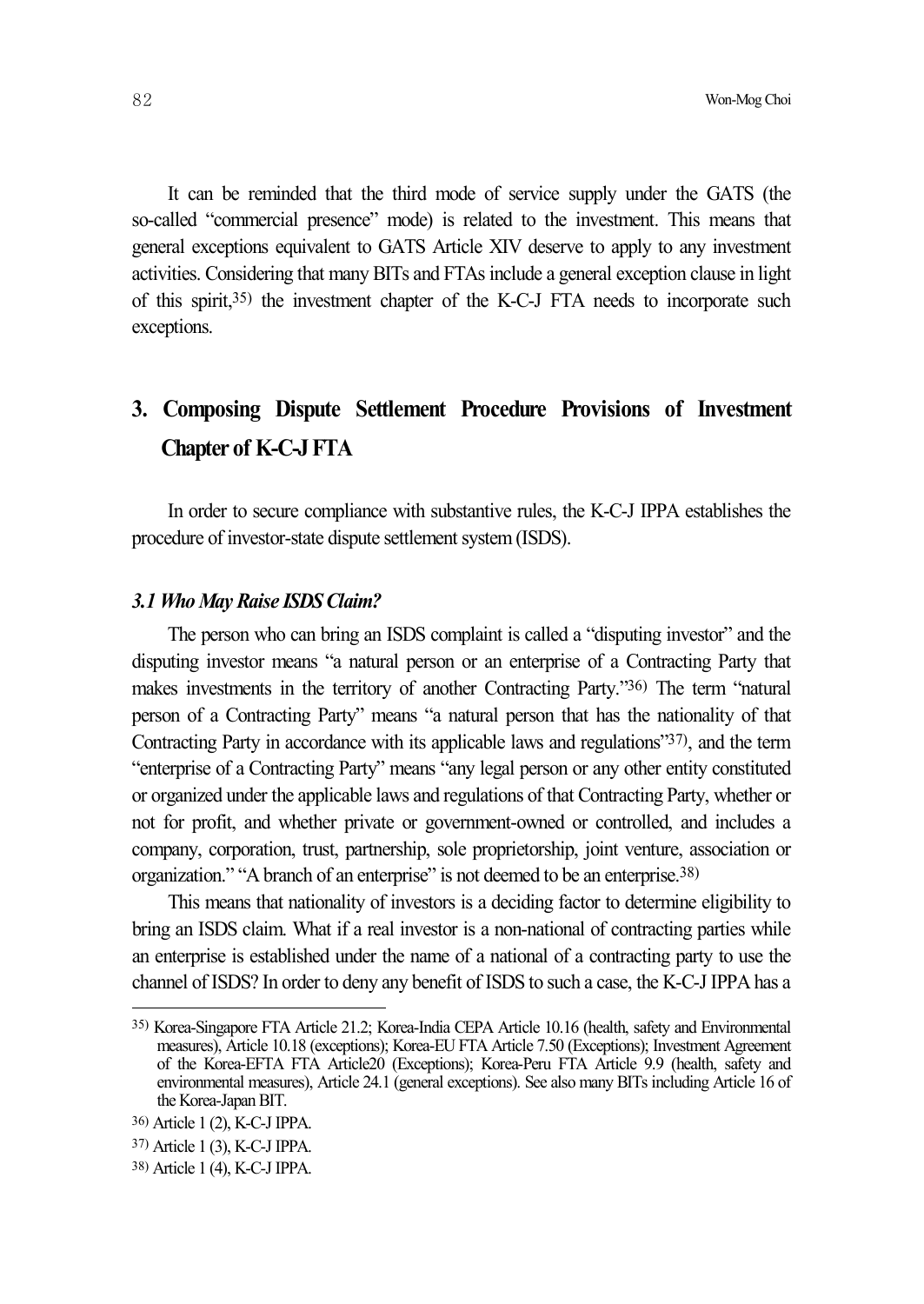It can be reminded that the third mode of service supply under the GATS (the so-called "commercial presence" mode) is related to the investment. This means that general exceptions equivalent to GATS Article XIV deserve to apply to any investment activities. Considering that many BITs and FTAs include a general exception clause in light of this spirit,[35] the investment chapter of the K-C-J FTA needs to incorporate such exceptions.

## 3. Composing Dispute Settlement Procedure Provisions of Investment Chapter of K-C-J FTA

In order to secure compliance with substantive rules, the K-C-J IPPA establishes the procedure of investor-state dispute settlement system (ISDS).

### *3.1 Who May Raise ISDS Claim?*

The person who can bring an ISDS complaint is called a "disputing investor" and the disputing investor means "a natural person or an enterprise of a Contracting Party that makes investments in the territory of another Contracting Party."[36] The term "natural person of a Contracting Party" means "a natural person that has the nationality of that Contracting Party in accordance with its applicable laws and regulations"[37], and the term "enterprise of a Contracting Party" means "any legal person or any other entity constituted or organized under the applicable laws and regulations of that Contracting Party, whether or not for profit, and whether private or government-owned or controlled, and includes a company, corporation, trust, partnership, sole proprietorship, joint venture, association or organization." "A branch of an enterprise" is not deemed to be an enterprise.[38]

This means that nationality of investors is a deciding factor to determine eligibility to bring an ISDS claim. What if a real investor is a non-national of contracting parties while an enterprise is established under the name of a national of a contracting party to use the channel of ISDS? In order to deny any benefit of ISDS to such a case, the K-C-J IPPA has a

---

[35] Korea-Singapore FTA Article 21.2; Korea-India CEPA Article 10.16 (health, safety and Environmental measures), Article 10.18 (exceptions); Korea-EU FTA Article 7.50 (Exceptions); Investment Agreement of the Korea-EFTA FTA Article20 (Exceptions); Korea-Peru FTA Article 9.9 (health, safety and environmental measures), Article 24.1 (general exceptions). See also many BITs including Article 16 of the Korea-Japan BIT.

[36] Article 1 (2), K-C-J IPPA.

[37] Article 1 (3), K-C-J IPPA.

[38] Article 1 (4), K-C-J IPPA.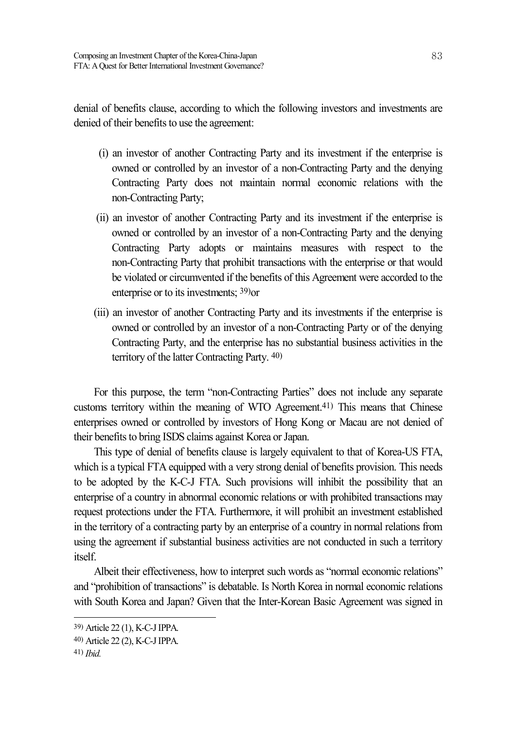denial of benefits clause, according to which the following investors and investments are denied of their benefits to use the agreement:

(i) an investor of another Contracting Party and its investment if the enterprise is owned or controlled by an investor of a non-Contracting Party and the denying Contracting Party does not maintain normal economic relations with the non-Contracting Party;

(ii) an investor of another Contracting Party and its investment if the enterprise is owned or controlled by an investor of a non-Contracting Party and the denying Contracting Party adopts or maintains measures with respect to the non-Contracting Party that prohibit transactions with the enterprise or that would be violated or circumvented if the benefits of this Agreement were accorded to the enterprise or to its investments; [39]or

(iii) an investor of another Contracting Party and its investments if the enterprise is owned or controlled by an investor of a non-Contracting Party or of the denying Contracting Party, and the enterprise has no substantial business activities in the territory of the latter Contracting Party. [40]

For this purpose, the term "non-Contracting Parties" does not include any separate customs territory within the meaning of WTO Agreement.[41] This means that Chinese enterprises owned or controlled by investors of Hong Kong or Macau are not denied of their benefits to bring ISDS claims against Korea or Japan.

This type of denial of benefits clause is largely equivalent to that of Korea-US FTA, which is a typical FTA equipped with a very strong denial of benefits provision. This needs to be adopted by the K-C-J FTA. Such provisions will inhibit the possibility that an enterprise of a country in abnormal economic relations or with prohibited transactions may request protections under the FTA. Furthermore, it will prohibit an investment established in the territory of a contracting party by an enterprise of a country in normal relations from using the agreement if substantial business activities are not conducted in such a territory itself.

Albeit their effectiveness, how to interpret such words as "normal economic relations" and "prohibition of transactions" is debatable. Is North Korea in normal economic relations with South Korea and Japan? Given that the Inter-Korean Basic Agreement was signed in

---

39) Article 22 (1), K-C-J IPPA.

40) Article 22 (2), K-C-J IPPA.

41) *Ibid.*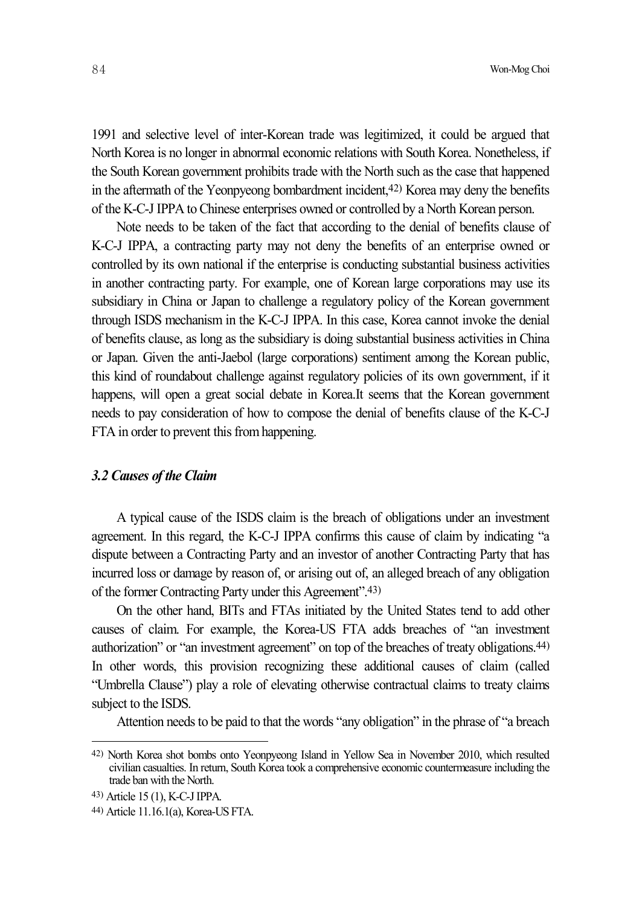1991 and selective level of inter-Korean trade was legitimized, it could be argued that North Korea is no longer in abnormal economic relations with South Korea. Nonetheless, if the South Korean government prohibits trade with the North such as the case that happened in the aftermath of the Yeonpyeong bombardment incident,[42] Korea may deny the benefits of the K-C-J IPPA to Chinese enterprises owned or controlled by a North Korean person.

Note needs to be taken of the fact that according to the denial of benefits clause of K-C-J IPPA, a contracting party may not deny the benefits of an enterprise owned or controlled by its own national if the enterprise is conducting substantial business activities in another contracting party. For example, one of Korean large corporations may use its subsidiary in China or Japan to challenge a regulatory policy of the Korean government through ISDS mechanism in the K-C-J IPPA. In this case, Korea cannot invoke the denial of benefits clause, as long as the subsidiary is doing substantial business activities in China or Japan. Given the anti-Jaebol (large corporations) sentiment among the Korean public, this kind of roundabout challenge against regulatory policies of its own government, if it happens, will open a great social debate in Korea.It seems that the Korean government needs to pay consideration of how to compose the denial of benefits clause of the K-C-J FTA in order to prevent this from happening.

### *3.2 Causes of the Claim*

A typical cause of the ISDS claim is the breach of obligations under an investment agreement. In this regard, the K-C-J IPPA confirms this cause of claim by indicating "a dispute between a Contracting Party and an investor of another Contracting Party that has incurred loss or damage by reason of, or arising out of, an alleged breach of any obligation of the former Contracting Party under this Agreement".[43]

On the other hand, BITs and FTAs initiated by the United States tend to add other causes of claim. For example, the Korea-US FTA adds breaches of "an investment authorization" or "an investment agreement" on top of the breaches of treaty obligations.[44] In other words, this provision recognizing these additional causes of claim (called "Umbrella Clause") play a role of elevating otherwise contractual claims to treaty claims subject to the ISDS.

Attention needs to be paid to that the words "any obligation" in the phrase of "a breach

---

42) North Korea shot bombs onto Yeonpyeong Island in Yellow Sea in November 2010, which resulted civilian casualties. In return, South Korea took a comprehensive economic countermeasure including the trade ban with the North.

43) Article 15 (1), K-C-J IPPA.

44) Article 11.16.1(a), Korea-US FTA.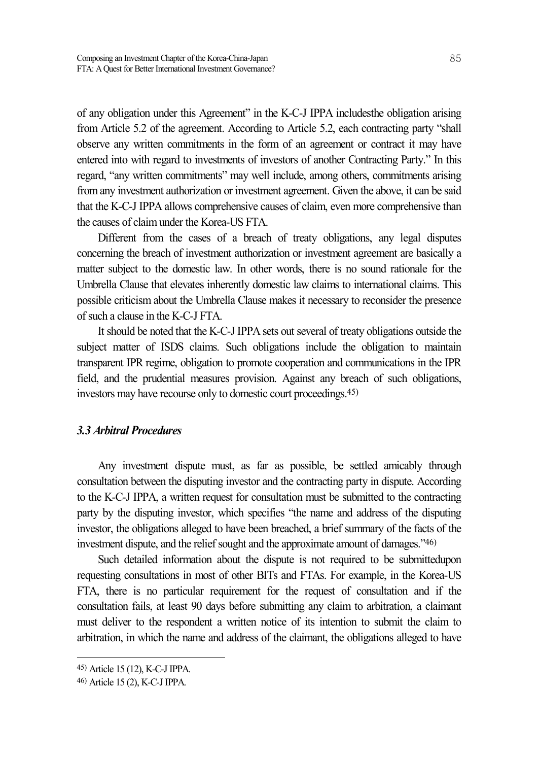of any obligation under this Agreement" in the K-C-J IPPA includesthe obligation arising from Article 5.2 of the agreement. According to Article 5.2, each contracting party "shall observe any written commitments in the form of an agreement or contract it may have entered into with regard to investments of investors of another Contracting Party." In this regard, "any written commitments" may well include, among others, commitments arising from any investment authorization or investment agreement. Given the above, it can be said that the K-C-J IPPA allows comprehensive causes of claim, even more comprehensive than the causes of claim under the Korea-US FTA.

Different from the cases of a breach of treaty obligations, any legal disputes concerning the breach of investment authorization or investment agreement are basically a matter subject to the domestic law. In other words, there is no sound rationale for the Umbrella Clause that elevates inherently domestic law claims to international claims. This possible criticism about the Umbrella Clause makes it necessary to reconsider the presence of such a clause in the K-C-J FTA.

It should be noted that the K-C-J IPPA sets out several of treaty obligations outside the subject matter of ISDS claims. Such obligations include the obligation to maintain transparent IPR regime, obligation to promote cooperation and communications in the IPR field, and the prudential measures provision. Against any breach of such obligations, investors may have recourse only to domestic court proceedings.[45]

### *3.3 Arbitral Procedures*

Any investment dispute must, as far as possible, be settled amicably through consultation between the disputing investor and the contracting party in dispute. According to the K-C-J IPPA, a written request for consultation must be submitted to the contracting party by the disputing investor, which specifies "the name and address of the disputing investor, the obligations alleged to have been breached, a brief summary of the facts of the investment dispute, and the relief sought and the approximate amount of damages."[46]

Such detailed information about the dispute is not required to be submittedupon requesting consultations in most of other BITs and FTAs. For example, in the Korea-US FTA, there is no particular requirement for the request of consultation and if the consultation fails, at least 90 days before submitting any claim to arbitration, a claimant must deliver to the respondent a written notice of its intention to submit the claim to arbitration, in which the name and address of the claimant, the obligations alleged to have

45) Article 15 (12), K-C-J IPPA.

46) Article 15 (2), K-C-J IPPA.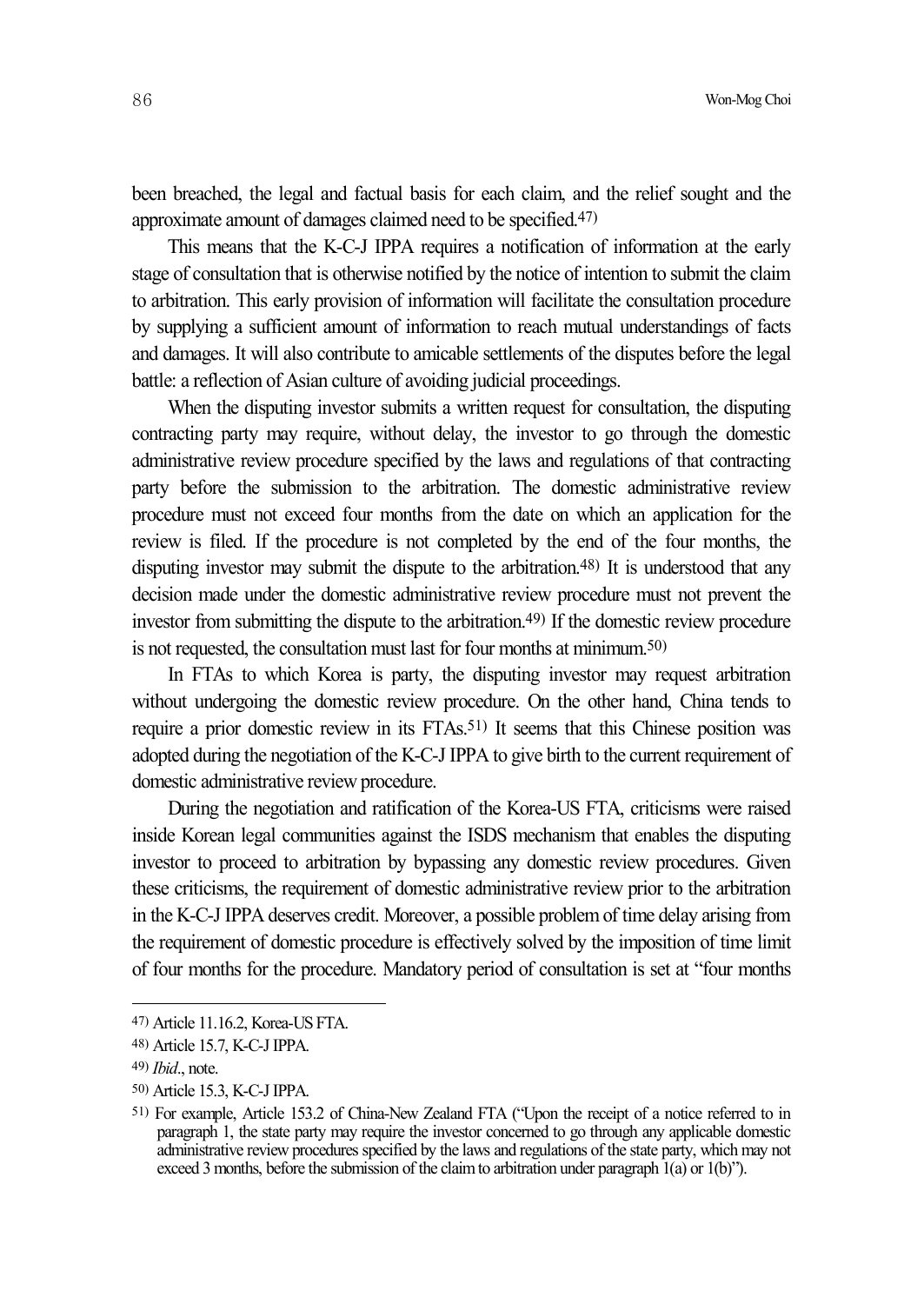been breached, the legal and factual basis for each claim, and the relief sought and the approximate amount of damages claimed need to be specified.[47)]

This means that the K-C-J IPPA requires a notification of information at the early stage of consultation that is otherwise notified by the notice of intention to submit the claim to arbitration. This early provision of information will facilitate the consultation procedure by supplying a sufficient amount of information to reach mutual understandings of facts and damages. It will also contribute to amicable settlements of the disputes before the legal battle: a reflection of Asian culture of avoiding judicial proceedings.

When the disputing investor submits a written request for consultation, the disputing contracting party may require, without delay, the investor to go through the domestic administrative review procedure specified by the laws and regulations of that contracting party before the submission to the arbitration. The domestic administrative review procedure must not exceed four months from the date on which an application for the review is filed. If the procedure is not completed by the end of the four months, the disputing investor may submit the dispute to the arbitration.[48)] It is understood that any decision made under the domestic administrative review procedure must not prevent the investor from submitting the dispute to the arbitration.[49)] If the domestic review procedure is not requested, the consultation must last for four months at minimum.[50)]

In FTAs to which Korea is party, the disputing investor may request arbitration without undergoing the domestic review procedure. On the other hand, China tends to require a prior domestic review in its FTAs.[51)] It seems that this Chinese position was adopted during the negotiation of the K-C-J IPPA to give birth to the current requirement of domestic administrative review procedure.

During the negotiation and ratification of the Korea-US FTA, criticisms were raised inside Korean legal communities against the ISDS mechanism that enables the disputing investor to proceed to arbitration by bypassing any domestic review procedures. Given these criticisms, the requirement of domestic administrative review prior to the arbitration in the K-C-J IPPA deserves credit. Moreover, a possible problem of time delay arising from the requirement of domestic procedure is effectively solved by the imposition of time limit of four months for the procedure. Mandatory period of consultation is set at "four months

---

47) Article 11.16.2, Korea-US FTA.

48) Article 15.7, K-C-J IPPA.

49) *Ibid*., note.

50) Article 15.3, K-C-J IPPA.

51) For example, Article 153.2 of China-New Zealand FTA ("Upon the receipt of a notice referred to in paragraph 1, the state party may require the investor concerned to go through any applicable domestic administrative review procedures specified by the laws and regulations of the state party, which may not exceed 3 months, before the submission of the claim to arbitration under paragraph 1(a) or 1(b)").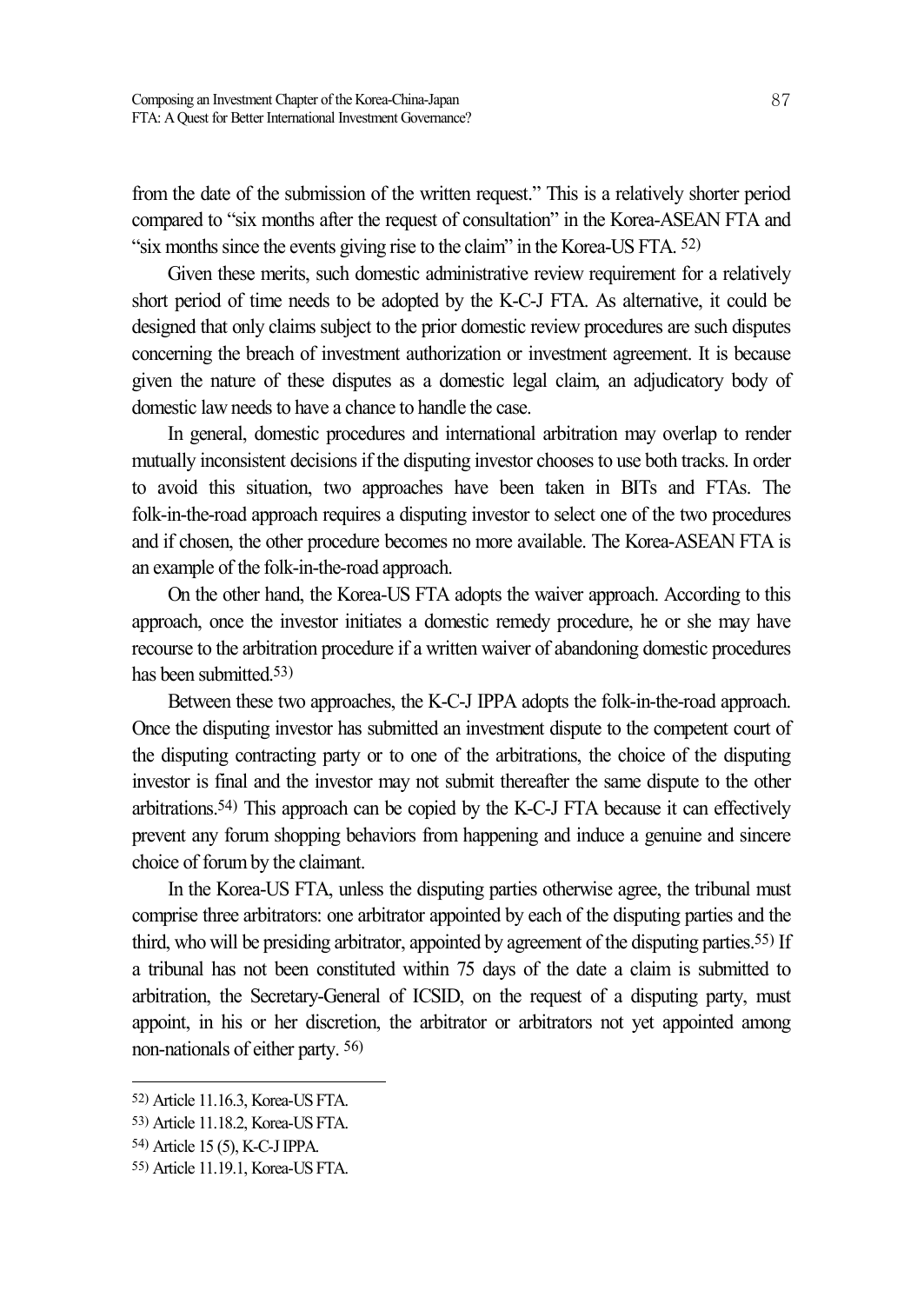from the date of the submission of the written request." This is a relatively shorter period compared to "six months after the request of consultation" in the Korea-ASEAN FTA and "six months since the events giving rise to the claim" in the Korea-US FTA. [52]

Given these merits, such domestic administrative review requirement for a relatively short period of time needs to be adopted by the K-C-J FTA. As alternative, it could be designed that only claims subject to the prior domestic review procedures are such disputes concerning the breach of investment authorization or investment agreement. It is because given the nature of these disputes as a domestic legal claim, an adjudicatory body of domestic law needs to have a chance to handle the case.

In general, domestic procedures and international arbitration may overlap to render mutually inconsistent decisions if the disputing investor chooses to use both tracks. In order to avoid this situation, two approaches have been taken in BITs and FTAs. The folk-in-the-road approach requires a disputing investor to select one of the two procedures and if chosen, the other procedure becomes no more available. The Korea-ASEAN FTA is an example of the folk-in-the-road approach.

On the other hand, the Korea-US FTA adopts the waiver approach. According to this approach, once the investor initiates a domestic remedy procedure, he or she may have recourse to the arbitration procedure if a written waiver of abandoning domestic procedures has been submitted.[53]

Between these two approaches, the K-C-J IPPA adopts the folk-in-the-road approach. Once the disputing investor has submitted an investment dispute to the competent court of the disputing contracting party or to one of the arbitrations, the choice of the disputing investor is final and the investor may not submit thereafter the same dispute to the other arbitrations.[54] This approach can be copied by the K-C-J FTA because it can effectively prevent any forum shopping behaviors from happening and induce a genuine and sincere choice of forum by the claimant.

In the Korea-US FTA, unless the disputing parties otherwise agree, the tribunal must comprise three arbitrators: one arbitrator appointed by each of the disputing parties and the third, who will be presiding arbitrator, appointed by agreement of the disputing parties.[55] If a tribunal has not been constituted within 75 days of the date a claim is submitted to arbitration, the Secretary-General of ICSID, on the request of a disputing party, must appoint, in his or her discretion, the arbitrator or arbitrators not yet appointed among non-nationals of either party. [56]

---

52) Article 11.16.3, Korea-US FTA.

53) Article 11.18.2, Korea-US FTA.

54) Article 15 (5), K-C-J IPPA.

55) Article 11.19.1, Korea-US FTA.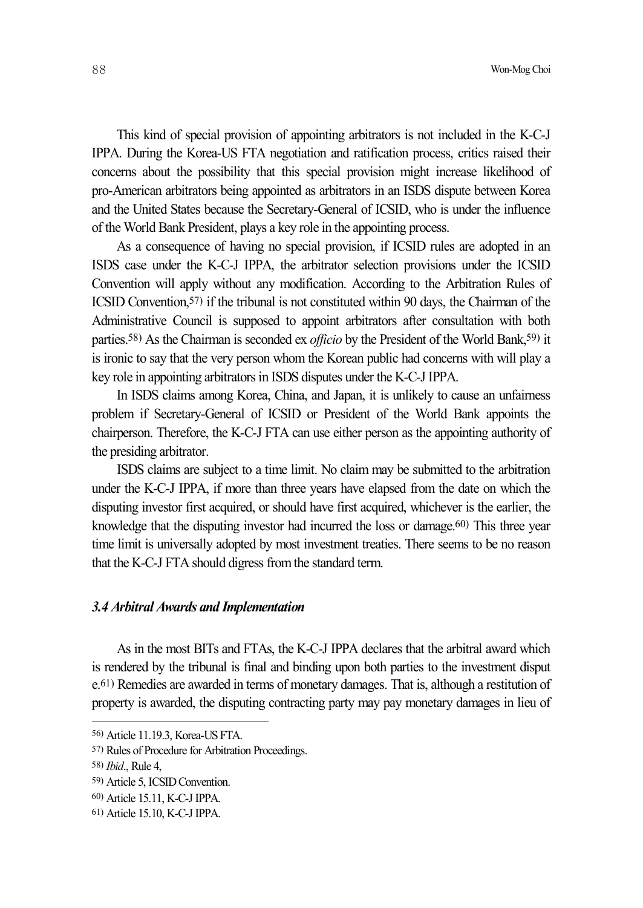This kind of special provision of appointing arbitrators is not included in the K-C-J IPPA. During the Korea-US FTA negotiation and ratification process, critics raised their concerns about the possibility that this special provision might increase likelihood of pro-American arbitrators being appointed as arbitrators in an ISDS dispute between Korea and the United States because the Secretary-General of ICSID, who is under the influence of the World Bank President, plays a key role in the appointing process.

As a consequence of having no special provision, if ICSID rules are adopted in an ISDS case under the K-C-J IPPA, the arbitrator selection provisions under the ICSID Convention will apply without any modification. According to the Arbitration Rules of ICSID Convention,[57] if the tribunal is not constituted within 90 days, the Chairman of the Administrative Council is supposed to appoint arbitrators after consultation with both parties.[58] As the Chairman is seconded ex *officio* by the President of the World Bank,[59] it is ironic to say that the very person whom the Korean public had concerns with will play a key role in appointing arbitrators in ISDS disputes under the K-C-J IPPA.

In ISDS claims among Korea, China, and Japan, it is unlikely to cause an unfairness problem if Secretary-General of ICSID or President of the World Bank appoints the chairperson. Therefore, the K-C-J FTA can use either person as the appointing authority of the presiding arbitrator.

ISDS claims are subject to a time limit. No claim may be submitted to the arbitration under the K-C-J IPPA, if more than three years have elapsed from the date on which the disputing investor first acquired, or should have first acquired, whichever is the earlier, the knowledge that the disputing investor had incurred the loss or damage.[60] This three year time limit is universally adopted by most investment treaties. There seems to be no reason that the K-C-J FTA should digress from the standard term.

### *3.4 Arbitral Awards and Implementation*

As in the most BITs and FTAs, the K-C-J IPPA declares that the arbitral award which is rendered by the tribunal is final and binding upon both parties to the investment dispute.[61] Remedies are awarded in terms of monetary damages. That is, although a restitution of property is awarded, the disputing contracting party may pay monetary damages in lieu of

---

56) Article 11.19.3, Korea-US FTA.

57) Rules of Procedure for Arbitration Proceedings.

58) *Ibid*., Rule 4,

59) Article 5, ICSID Convention.

60) Article 15.11, K-C-J IPPA.

61) Article 15.10, K-C-J IPPA.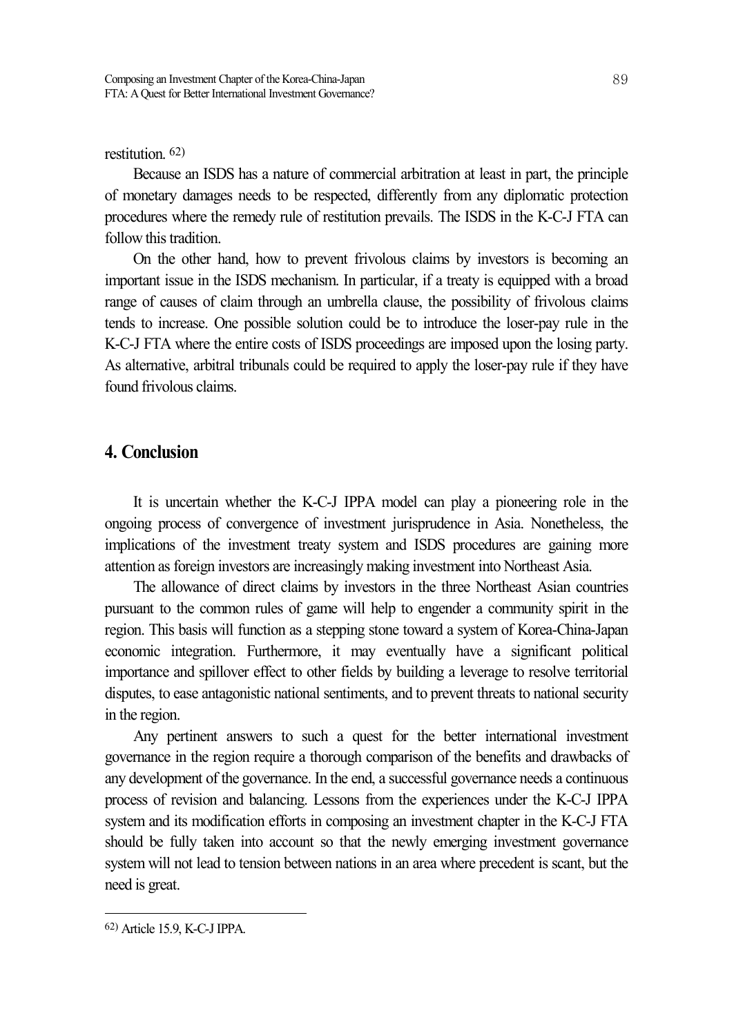restitution.[62]

Because an ISDS has a nature of commercial arbitration at least in part, the principle of monetary damages needs to be respected, differently from any diplomatic protection procedures where the remedy rule of restitution prevails. The ISDS in the K-C-J FTA can follow this tradition.

On the other hand, how to prevent frivolous claims by investors is becoming an important issue in the ISDS mechanism. In particular, if a treaty is equipped with a broad range of causes of claim through an umbrella clause, the possibility of frivolous claims tends to increase. One possible solution could be to introduce the loser-pay rule in the K-C-J FTA where the entire costs of ISDS proceedings are imposed upon the losing party. As alternative, arbitral tribunals could be required to apply the loser-pay rule if they have found frivolous claims.

## 4. Conclusion

It is uncertain whether the K-C-J IPPA model can play a pioneering role in the ongoing process of convergence of investment jurisprudence in Asia. Nonetheless, the implications of the investment treaty system and ISDS procedures are gaining more attention as foreign investors are increasingly making investment into Northeast Asia.

The allowance of direct claims by investors in the three Northeast Asian countries pursuant to the common rules of game will help to engender a community spirit in the region. This basis will function as a stepping stone toward a system of Korea-China-Japan economic integration. Furthermore, it may eventually have a significant political importance and spillover effect to other fields by building a leverage to resolve territorial disputes, to ease antagonistic national sentiments, and to prevent threats to national security in the region.

Any pertinent answers to such a quest for the better international investment governance in the region require a thorough comparison of the benefits and drawbacks of any development of the governance. In the end, a successful governance needs a continuous process of revision and balancing. Lessons from the experiences under the K-C-J IPPA system and its modification efforts in composing an investment chapter in the K-C-J FTA should be fully taken into account so that the newly emerging investment governance system will not lead to tension between nations in an area where precedent is scant, but the need is great.

---

[62] Article 15.9, K-C-J IPPA.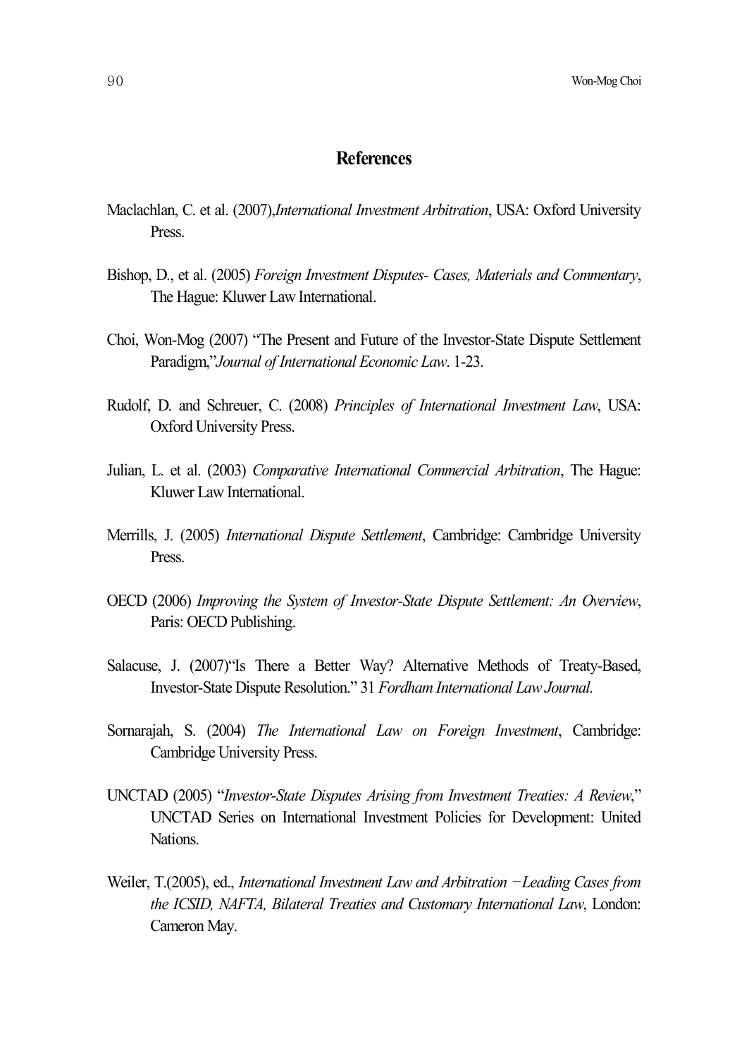## References

Maclachlan, C. et al. (2007),*International Investment Arbitration*, USA: Oxford University Press.

Bishop, D., et al. (2005) *Foreign Investment Disputes- Cases, Materials and Commentary*, The Hague: Kluwer Law International.

Choi, Won-Mog (2007) "The Present and Future of the Investor-State Dispute Settlement Paradigm,"*Journal of International Economic Law*. 1-23.

Rudolf, D. and Schreuer, C. (2008) *Principles of International Investment Law*, USA: Oxford University Press.

Julian, L. et al. (2003) *Comparative International Commercial Arbitration*, The Hague: Kluwer Law International.

Merrills, J. (2005) *International Dispute Settlement*, Cambridge: Cambridge University Press.

OECD (2006) *Improving the System of Investor-State Dispute Settlement: An Overview*, Paris: OECD Publishing.

Salacuse, J. (2007)"Is There a Better Way? Alternative Methods of Treaty-Based, Investor-State Dispute Resolution." 31 *Fordham International Law Journal.*

Sornarajah, S. (2004) *The International Law on Foreign Investment*, Cambridge: Cambridge University Press.

UNCTAD (2005) "*Investor-State Disputes Arising from Investment Treaties: A Review*," UNCTAD Series on International Investment Policies for Development: United Nations.

Weiler, T.(2005), ed., *International Investment Law and Arbitration –Leading Cases from the ICSID, NAFTA, Bilateral Treaties and Customary International Law*, London: Cameron May.